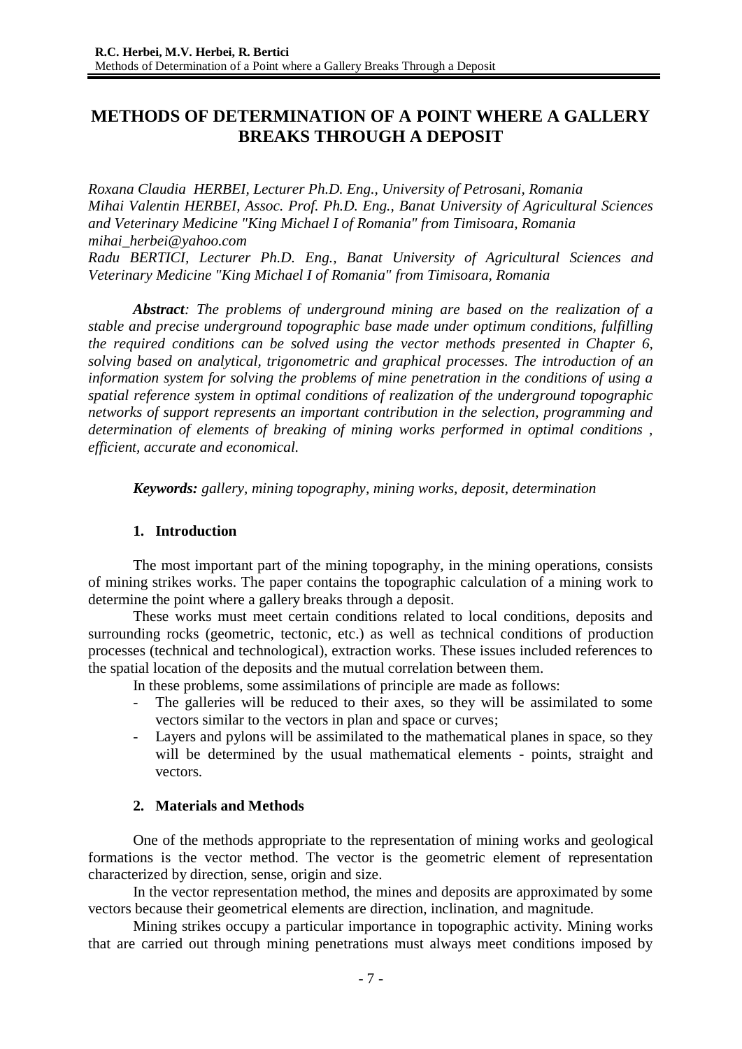# METHODS OF DETERMINATION OF A POINT WHERE A GALLERY BREAKS THROUGH A DEPOSIT

*Roxana Claudia HERBEI, Lecturer Ph.D. Eng., University of Petrosani, Romania*
*Mihai Valentin HERBEI, Assoc. Prof. Ph.D. Eng., Banat University of Agricultural Sciences and Veterinary Medicine "King Michael I of Romania" from Timisoara, Romania*
*mihai_herbei@yahoo.com*
*Radu BERTICI, Lecturer Ph.D. Eng., Banat University of Agricultural Sciences and Veterinary Medicine "King Michael I of Romania" from Timisoara, Romania*

***Abstract****: The problems of underground mining are based on the realization of a stable and precise underground topographic base made under optimum conditions, fulfilling the required conditions can be solved using the vector methods presented in Chapter 6, solving based on analytical, trigonometric and graphical processes. The introduction of an information system for solving the problems of mine penetration in the conditions of using a spatial reference system in optimal conditions of realization of the underground topographic networks of support represents an important contribution in the selection, programming and determination of elements of breaking of mining works performed in optimal conditions , efficient, accurate and economical.*

***Keywords:*** *gallery, mining topography, mining works, deposit, determination*

## 1. Introduction

The most important part of the mining topography, in the mining operations, consists of mining strikes works. The paper contains the topographic calculation of a mining work to determine the point where a gallery breaks through a deposit.

These works must meet certain conditions related to local conditions, deposits and surrounding rocks (geometric, tectonic, etc.) as well as technical conditions of production processes (technical and technological), extraction works. These issues included references to the spatial location of the deposits and the mutual correlation between them.

In these problems, some assimilations of principle are made as follows:

- The galleries will be reduced to their axes, so they will be assimilated to some vectors similar to the vectors in plan and space or curves;
- Layers and pylons will be assimilated to the mathematical planes in space, so they will be determined by the usual mathematical elements - points, straight and vectors.

## 2. Materials and Methods

One of the methods appropriate to the representation of mining works and geological formations is the vector method. The vector is the geometric element of representation characterized by direction, sense, origin and size.

In the vector representation method, the mines and deposits are approximated by some vectors because their geometrical elements are direction, inclination, and magnitude.

Mining strikes occupy a particular importance in topographic activity. Mining works that are carried out through mining penetrations must always meet conditions imposed by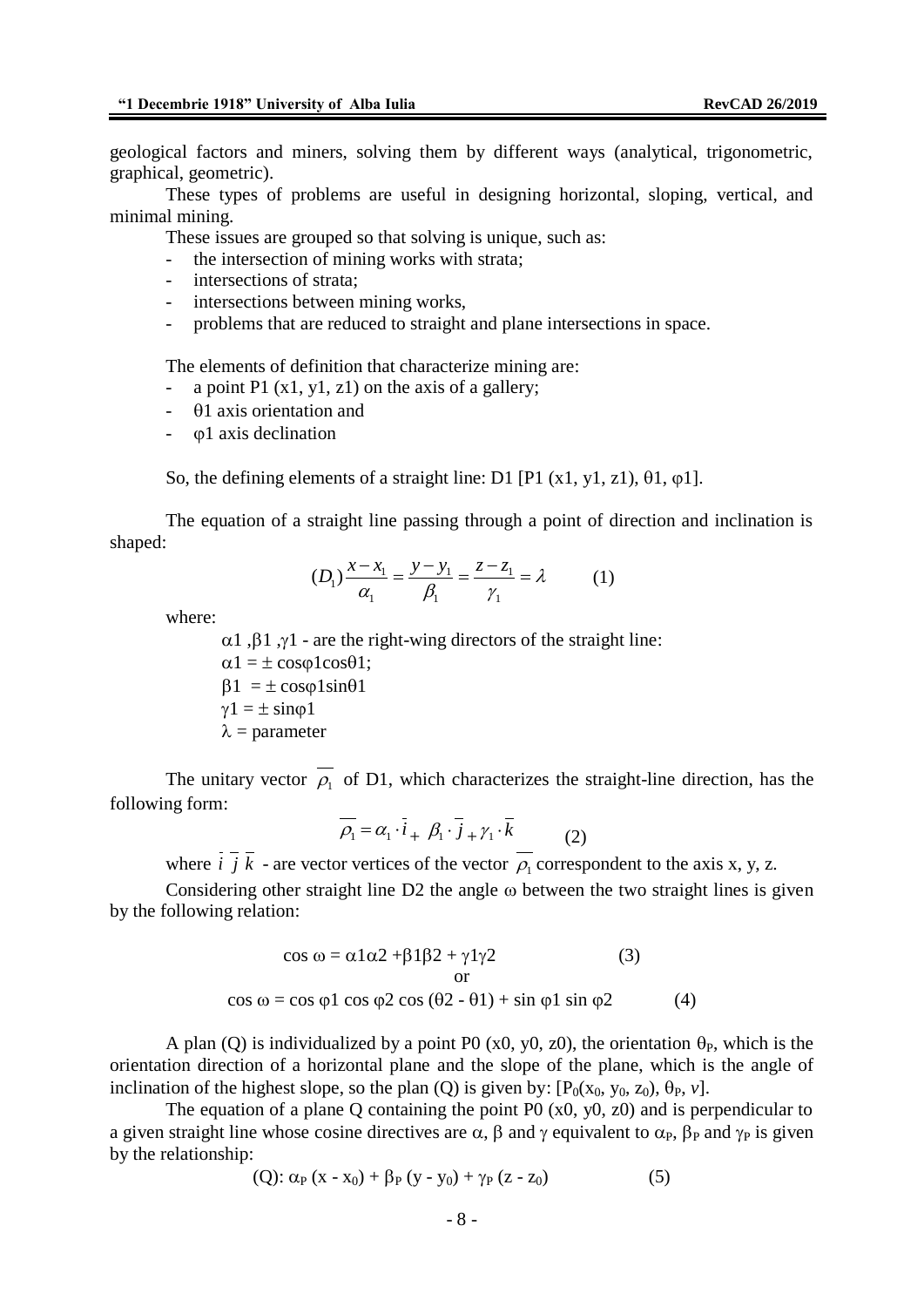geological factors and miners, solving them by different ways (analytical, trigonometric, graphical, geometric).

These types of problems are useful in designing horizontal, sloping, vertical, and minimal mining.

These issues are grouped so that solving is unique, such as:

- the intersection of mining works with strata;
- intersections of strata;
- intersections between mining works,
- problems that are reduced to straight and plane intersections in space.

The elements of definition that characterize mining are:

- a point P1 (x1, y1, z1) on the axis of a gallery;
- $\theta 1$ axis orientation and
- $\varphi 1$ axis declination

So, the defining elements of a straight line: D1 [P1 (x1, y1, z1), $\theta 1$, $\varphi 1$].

The equation of a straight line passing through a point of direction and inclination is shaped:

$$(D_1)\frac{x-x_1}{\alpha_1}=\frac{y-y_1}{\beta_1}=\frac{z-z_1}{\gamma_1}=\lambda \qquad (1)$$

where:

$\alpha 1$ ,$\beta 1$ ,$\gamma 1$ - are the right-wing directors of the straight line:
$\alpha 1 = \pm \cos\varphi 1 \cos\theta 1$;
$\beta 1 = \pm \cos\varphi 1 \sin\theta 1$
$\gamma 1 = \pm \sin\varphi 1$
$\lambda$ = parameter

The unitary vector $\overline{\rho_1}$ of D1, which characterizes the straight-line direction, has the following form:

$$\overline{\rho_1}=\alpha_1\cdot\bar{i}+\beta_1\cdot\bar{j}+\gamma_1\cdot\bar{k} \qquad (2)$$

where $\bar{i}\ \bar{j}\ \bar{k}$ - are vector vertices of the vector $\overline{\rho_1}$ correspondent to the axis x, y, z.

Considering other straight line D2 the angle $\omega$ between the two straight lines is given by the following relation:

$$\cos\omega = \alpha 1\alpha 2 + \beta 1\beta 2 + \gamma 1\gamma 2 \qquad (3)$$

or

$$\cos\omega = \cos\varphi 1 \cos\varphi 2 \cos(\theta 2 - \theta 1) + \sin\varphi 1 \sin\varphi 2 \qquad (4)$$

A plan (Q) is individualized by a point P0 (x0, y0, z0), the orientation $\theta_P$, which is the orientation direction of a horizontal plane and the slope of the plane, which is the angle of inclination of the highest slope, so the plan (Q) is given by: $[P_0(x_0, y_0, z_0), \theta_P, v]$.

The equation of a plane Q containing the point P0 (x0, y0, z0) and is perpendicular to a given straight line whose cosine directives are $\alpha$, $\beta$ and $\gamma$ equivalent to $\alpha_P$, $\beta_P$ and $\gamma_P$ is given by the relationship:

$$(Q): \alpha_P (x - x_0) + \beta_P (y - y_0) + \gamma_P (z - z_0) \qquad (5)$$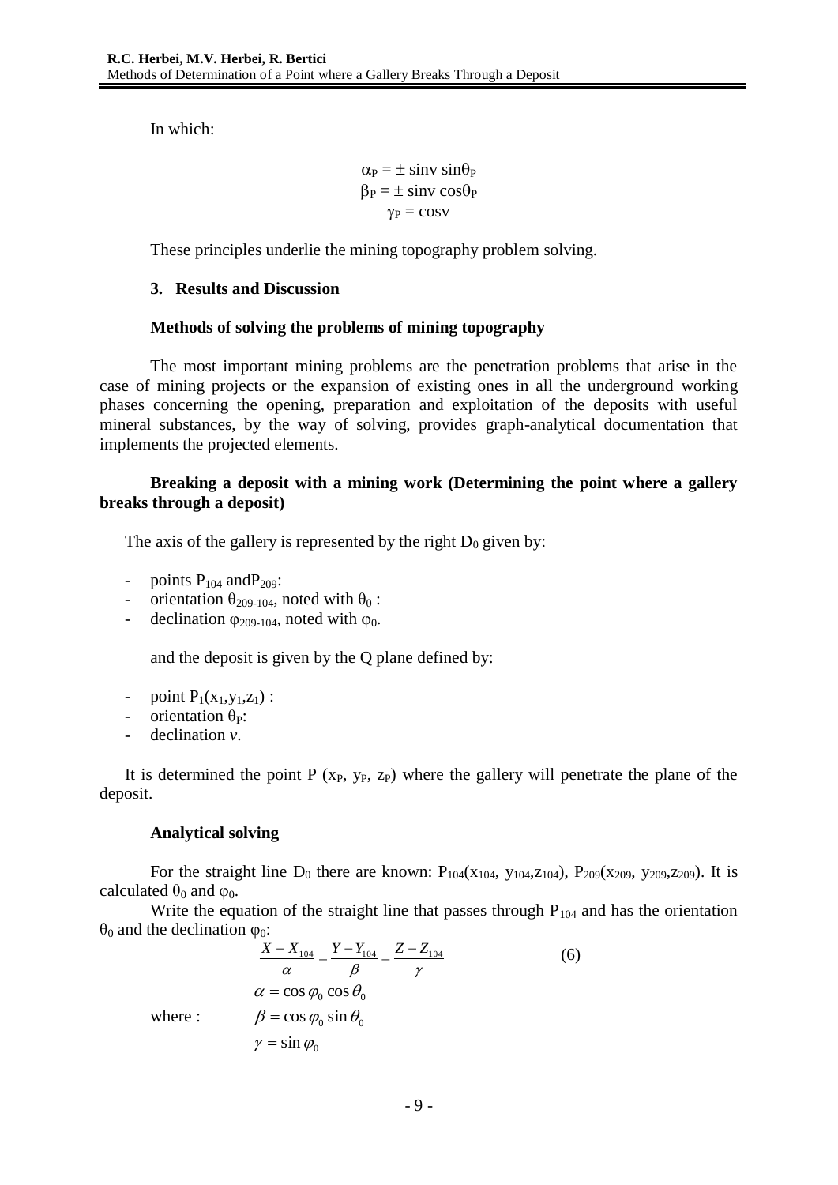In which:

$$\alpha_P = \pm \sin v \sin\theta_P$$
$$\beta_P = \pm \sin v \cos\theta_P$$
$$\gamma_P = \cos v$$

These principles underlie the mining topography problem solving.

## 3. Results and Discussion

### Methods of solving the problems of mining topography

The most important mining problems are the penetration problems that arise in the case of mining projects or the expansion of existing ones in all the underground working phases concerning the opening, preparation and exploitation of the deposits with useful mineral substances, by the way of solving, provides graph-analytical documentation that implements the projected elements.

### Breaking a deposit with a mining work (Determining the point where a gallery breaks through a deposit)

The axis of the gallery is represented by the right $D_0$ given by:

- points $P_{104}$ and$P_{209}$:
- orientation $\theta_{209\text{-}104}$, noted with $\theta_0$ :
- declination $\varphi_{209\text{-}104}$, noted with $\varphi_0$.

and the deposit is given by the Q plane defined by:

- point $P_1(x_1,y_1,z_1)$ :
- orientation $\theta_P$:
- declination *v*.

It is determined the point P ($x_P$, $y_P$, $z_P$) where the gallery will penetrate the plane of the deposit.

### Analytical solving

For the straight line $D_0$ there are known: $P_{104}(x_{104}, y_{104}, z_{104})$, $P_{209}(x_{209}, y_{209}, z_{209})$. It is calculated $\theta_0$ and $\varphi_0$.

Write the equation of the straight line that passes through $P_{104}$ and has the orientation $\theta_0$ and the declination $\varphi_0$:

$$\frac{X - X_{104}}{\alpha} = \frac{Y - Y_{104}}{\beta} = \frac{Z - Z_{104}}{\gamma} \qquad (6)$$

where :

$$\alpha = \cos\varphi_0 \cos\theta_0$$
$$\beta = \cos\varphi_0 \sin\theta_0$$
$$\gamma = \sin\varphi_0$$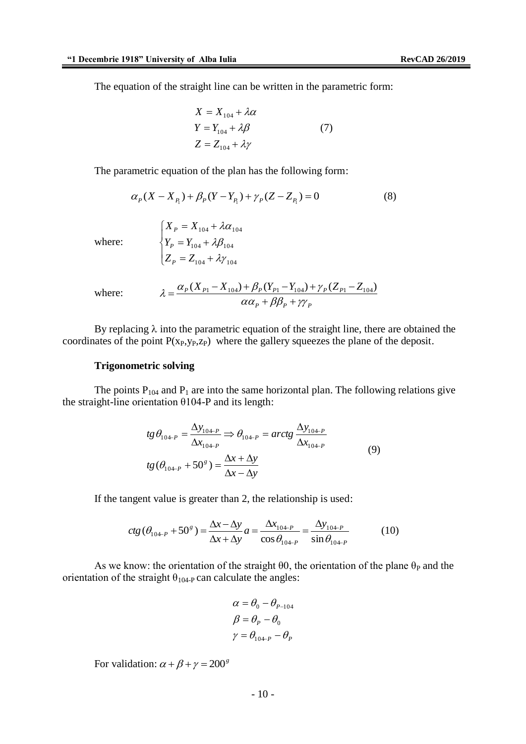The equation of the straight line can be written in the parametric form:

$$
\begin{aligned}
X &= X_{104} + \lambda\alpha \\
Y &= Y_{104} + \lambda\beta \\
Z &= Z_{104} + \lambda\gamma
\end{aligned}
\qquad (7)
$$

The parametric equation of the plan has the following form:

$$\alpha_P (X - X_{P_1}) + \beta_P (Y - Y_{P_1}) + \gamma_P (Z - Z_{P_1}) = 0 \qquad (8)$$

where:

$$
\begin{cases}
X_P = X_{104} + \lambda\alpha_{104} \\
Y_P = Y_{104} + \lambda\beta_{104} \\
Z_P = Z_{104} + \lambda\gamma_{104}
\end{cases}
$$

where:

$$\lambda = \frac{\alpha_P (X_{P1} - X_{104}) + \beta_P (Y_{P1} - Y_{104}) + \gamma_P (Z_{P1} - Z_{104})}{\alpha\alpha_P + \beta\beta_P + \gamma\gamma_P}$$

By replacing $\lambda$ into the parametric equation of the straight line, there are obtained the coordinates of the point $P(x_P, y_P, z_P)$ where the gallery squeezes the plane of the deposit.

**Trigonometric solving**

The points $P_{104}$ and $P_1$ are into the same horizontal plan. The following relations give the straight-line orientation $\theta$104-P and its length:

$$
\begin{aligned}
&tg\,\theta_{104-P} = \frac{\Delta y_{104-P}}{\Delta x_{104-P}} \Rightarrow \theta_{104-P} = arctg\,\frac{\Delta y_{104-P}}{\Delta x_{104-P}} \\
&tg(\theta_{104-P} + 50^g) = \frac{\Delta x + \Delta y}{\Delta x - \Delta y}
\end{aligned}
\qquad (9)
$$

If the tangent value is greater than 2, the relationship is used:

$$ctg(\theta_{104-P} + 50^g) = \frac{\Delta x - \Delta y}{\Delta x + \Delta y} a = \frac{\Delta x_{104-P}}{\cos\theta_{104-P}} = \frac{\Delta y_{104-P}}{\sin\theta_{104-P}} \qquad (10)$$

As we know: the orientation of the straight $\theta$0, the orientation of the plane $\theta_P$ and the orientation of the straight $\theta_{104\text{-}P}$ can calculate the angles:

$$
\begin{aligned}
\alpha &= \theta_0 - \theta_{P-104} \\
\beta &= \theta_P - \theta_0 \\
\gamma &= \theta_{104-P} - \theta_P
\end{aligned}
$$

For validation: $\alpha + \beta + \gamma = 200^g$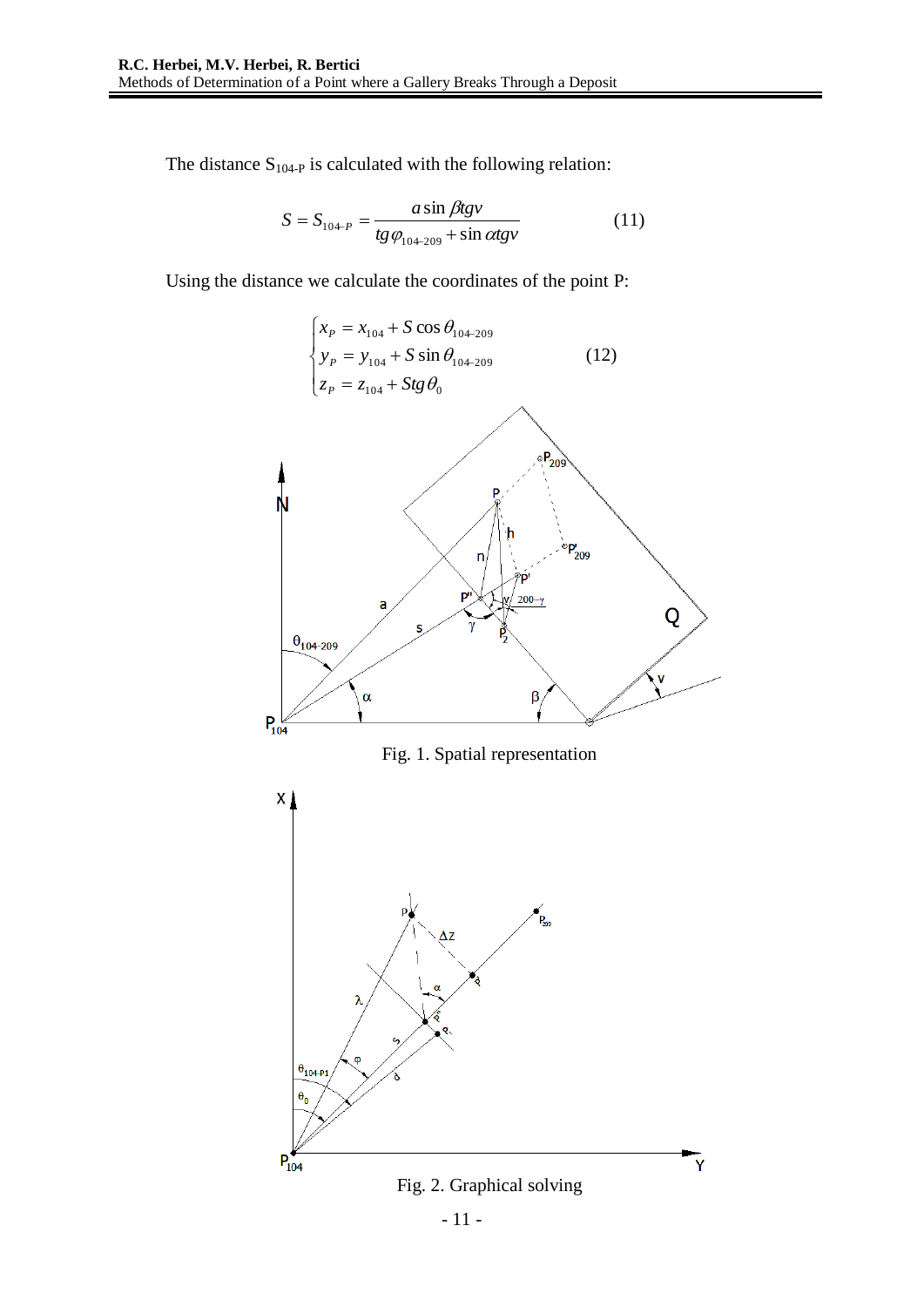The distance $S_{104\text{-}P}$ is calculated with the following relation:

$$S = S_{104-P} = \frac{a \sin \beta tg v}{tg \varphi_{104-209} + \sin \alpha tg v} \qquad (11)$$

Using the distance we calculate the coordinates of the point P:

$$\begin{cases} x_P = x_{104} + S \cos \theta_{104-209} \\ y_P = y_{104} + S \sin \theta_{104-209} \\ z_P = z_{104} + S tg \theta_0 \end{cases} \qquad (12)$$

Fig. 1. Spatial representation

Fig. 2. Graphical solving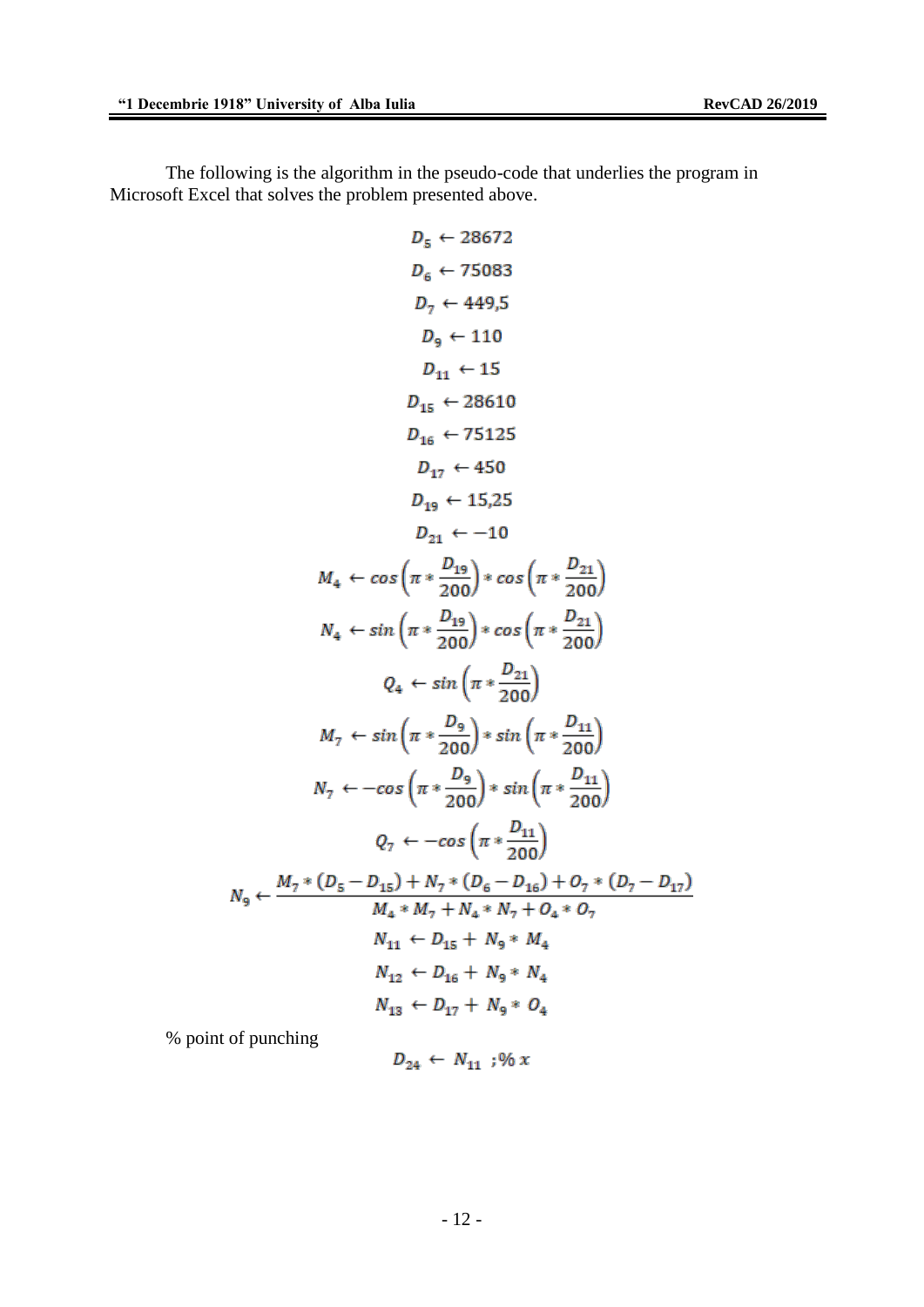The following is the algorithm in the pseudo-code that underlies the program in Microsoft Excel that solves the problem presented above.

$$D_5 \leftarrow 28672$$

$$D_6 \leftarrow 75083$$

$$D_7 \leftarrow 449{,}5$$

$$D_9 \leftarrow 110$$

$$D_{11} \leftarrow 15$$

$$D_{15} \leftarrow 28610$$

$$D_{16} \leftarrow 75125$$

$$D_{17} \leftarrow 450$$

$$D_{19} \leftarrow 15{,}25$$

$$D_{21} \leftarrow -10$$

$$M_4 \leftarrow cos\left(\pi * \frac{D_{19}}{200}\right) * cos\left(\pi * \frac{D_{21}}{200}\right)$$

$$N_4 \leftarrow sin\left(\pi * \frac{D_{19}}{200}\right) * cos\left(\pi * \frac{D_{21}}{200}\right)$$

$$Q_4 \leftarrow sin\left(\pi * \frac{D_{21}}{200}\right)$$

$$M_7 \leftarrow sin\left(\pi * \frac{D_9}{200}\right) * sin\left(\pi * \frac{D_{11}}{200}\right)$$

$$N_7 \leftarrow -cos\left(\pi * \frac{D_9}{200}\right) * sin\left(\pi * \frac{D_{11}}{200}\right)$$

$$Q_7 \leftarrow -cos\left(\pi * \frac{D_{11}}{200}\right)$$

$$N_9 \leftarrow \frac{M_7 * (D_5 - D_{15}) + N_7 * (D_6 - D_{16}) + O_7 * (D_7 - D_{17})}{M_4 * M_7 + N_4 * N_7 + O_4 * O_7}$$

$$N_{11} \leftarrow D_{15} + N_9 * M_4$$

$$N_{12} \leftarrow D_{16} + N_9 * N_4$$

$$N_{13} \leftarrow D_{17} + N_9 * O_4$$

% point of punching

$$D_{24} \leftarrow N_{11} \;\; ;\% \, x$$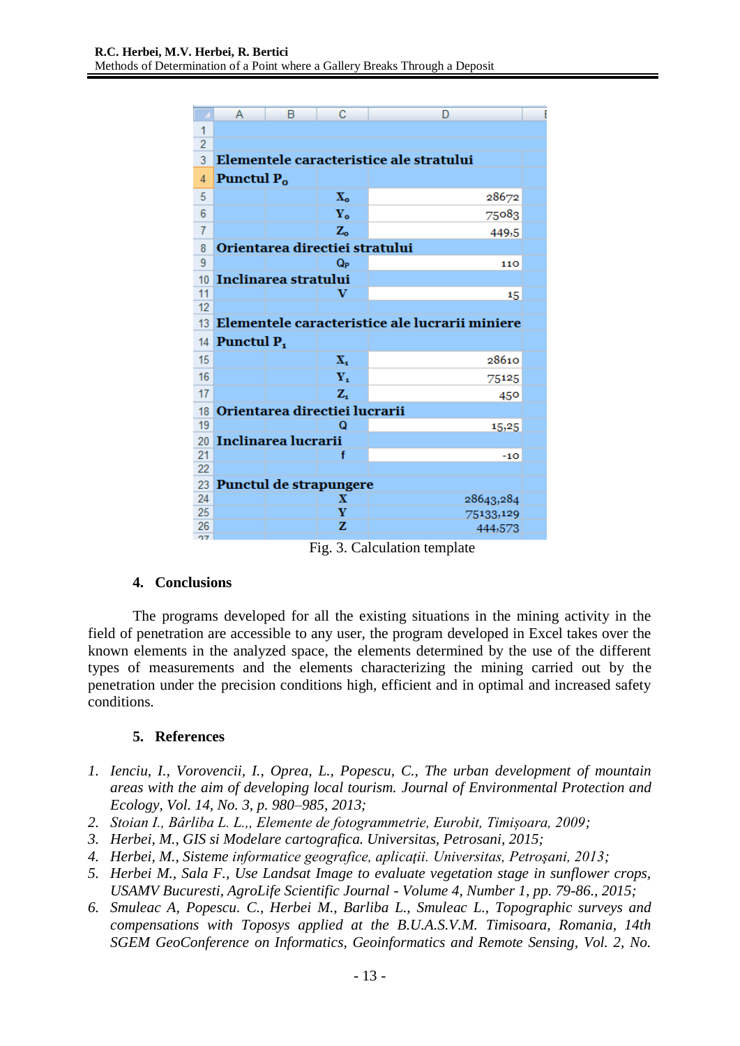| | | | |
|---|---|---|---|
| **Elementele caracteristice ale stratului** | | | |
| **Punctul $P_o$** | | | |
| | | $X_o$ | 28672 |
| | | $Y_o$ | 75083 |
| | | $Z_o$ | 449,5 |
| **Orientarea directiei stratului** | | | |
| | | $Q_P$ | 110 |
| **Inclinarea stratului** | | | |
| | | V | 15 |
| | | | |
| **Elementele caracteristice ale lucrarii miniere** | | | |
| **Punctul $P_1$** | | | |
| | | $X_1$ | 28610 |
| | | $Y_1$ | 75125 |
| | | $Z_1$ | 450 |
| **Orientarea directiei lucrarii** | | | |
| | | Q | 15,25 |
| **Inclinarea lucrarii** | | | |
| | | f | -10 |
| | | | |
| **Punctul de strapungere** | | | |
| | | X | 28643,284 |
| | | Y | 75133,129 |
| | | Z | 444,573 |

Fig. 3. Calculation template

## 4. Conclusions

The programs developed for all the existing situations in the mining activity in the field of penetration are accessible to any user, the program developed in Excel takes over the known elements in the analyzed space, the elements determined by the use of the different types of measurements and the elements characterizing the mining carried out by the penetration under the precision conditions high, efficient and in optimal and increased safety conditions.

## 5. References

1. *Ienciu, I., Vorovencii, I., Oprea, L., Popescu, C., The urban development of mountain areas with the aim of developing local tourism. Journal of Environmental Protection and Ecology, Vol. 14, No. 3, p. 980–985, 2013;*
2. *Stoian I., Bârliba L. L.,, Elemente de fotogrammetrie, Eurobit, Timişoara, 2009;*
3. *Herbei, M., GIS si Modelare cartografica. Universitas, Petrosani, 2015;*
4. *Herbei, M., Sisteme informatice geografice, aplicaţii. Universitas, Petroşani, 2013;*
5. *Herbei M., Sala F., Use Landsat Image to evaluate vegetation stage in sunflower crops, USAMV Bucuresti, AgroLife Scientific Journal - Volume 4, Number 1, pp. 79-86., 2015;*
6. *Smuleac A, Popescu. C., Herbei M., Barliba L., Smuleac L., Topographic surveys and compensations with Toposys applied at the B.U.A.S.V.M. Timisoara, Romania, 14th SGEM GeoConference on Informatics, Geoinformatics and Remote Sensing, Vol. 2, No.*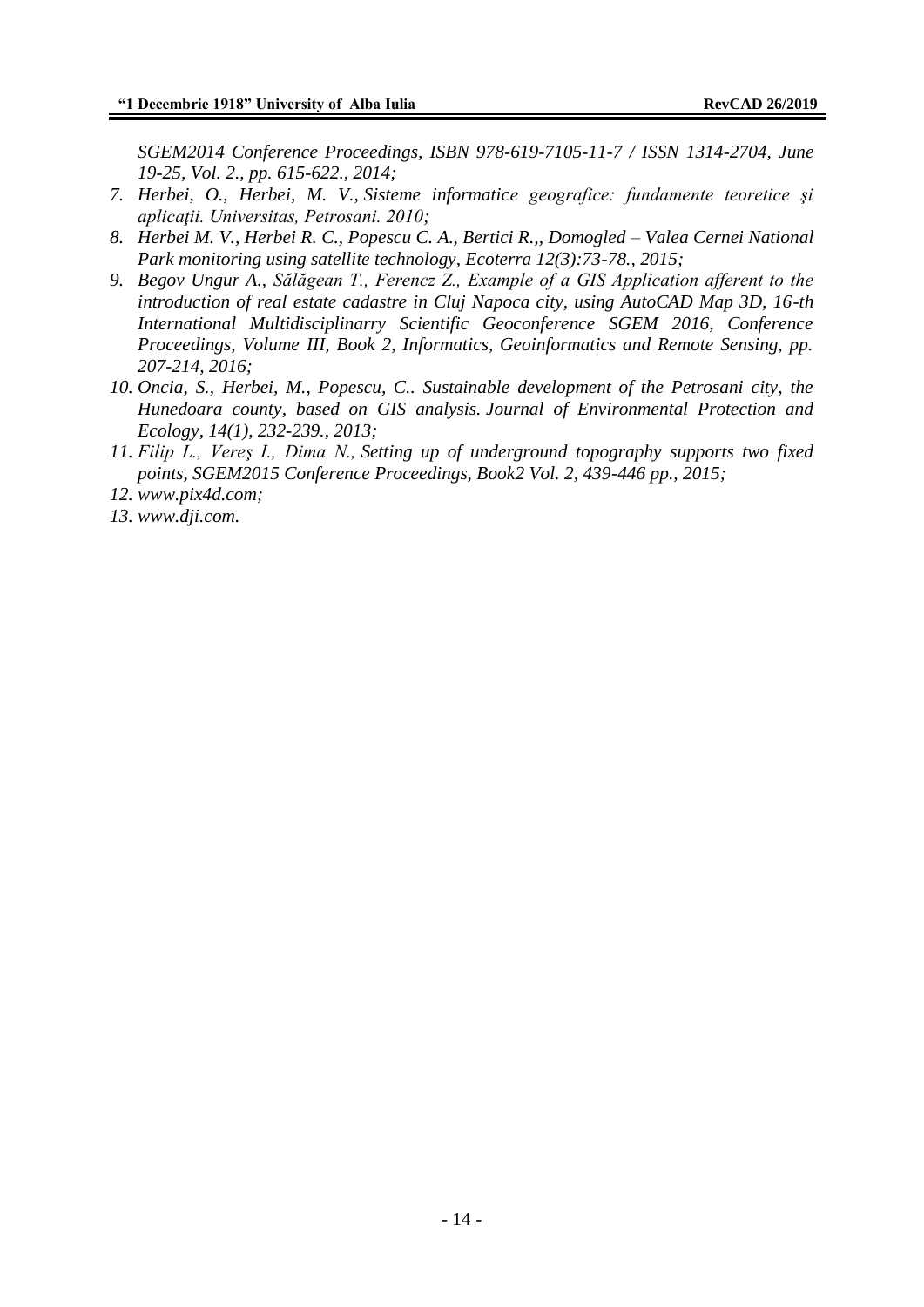*SGEM2014 Conference Proceedings, ISBN 978-619-7105-11-7 / ISSN 1314-2704, June 19-25, Vol. 2., pp. 615-622., 2014;*

7. *Herbei, O., Herbei, M. V., Sisteme informatice geografice: fundamente teoretice şi aplicaţii. Universitas, Petrosani. 2010;*
8. *Herbei M. V., Herbei R. C., Popescu C. A., Bertici R.,, Domogled – Valea Cernei National Park monitoring using satellite technology, Ecoterra 12(3):73-78., 2015;*
9. *Begov Ungur A., Sălăgean T., Ferencz Z., Example of a GIS Application afferent to the introduction of real estate cadastre in Cluj Napoca city, using AutoCAD Map 3D, 16-th International Multidisciplinarry Scientific Geoconference SGEM 2016, Conference Proceedings, Volume III, Book 2, Informatics, Geoinformatics and Remote Sensing, pp. 207-214, 2016;*
10. *Oncia, S., Herbei, M., Popescu, C.. Sustainable development of the Petrosani city, the Hunedoara county, based on GIS analysis. Journal of Environmental Protection and Ecology, 14(1), 232-239., 2013;*
11. *Filip L., Vereş I., Dima N., Setting up of underground topography supports two fixed points, SGEM2015 Conference Proceedings, Book2 Vol. 2, 439-446 pp., 2015;*
12. *www.pix4d.com;*
13. *www.dji.com.*